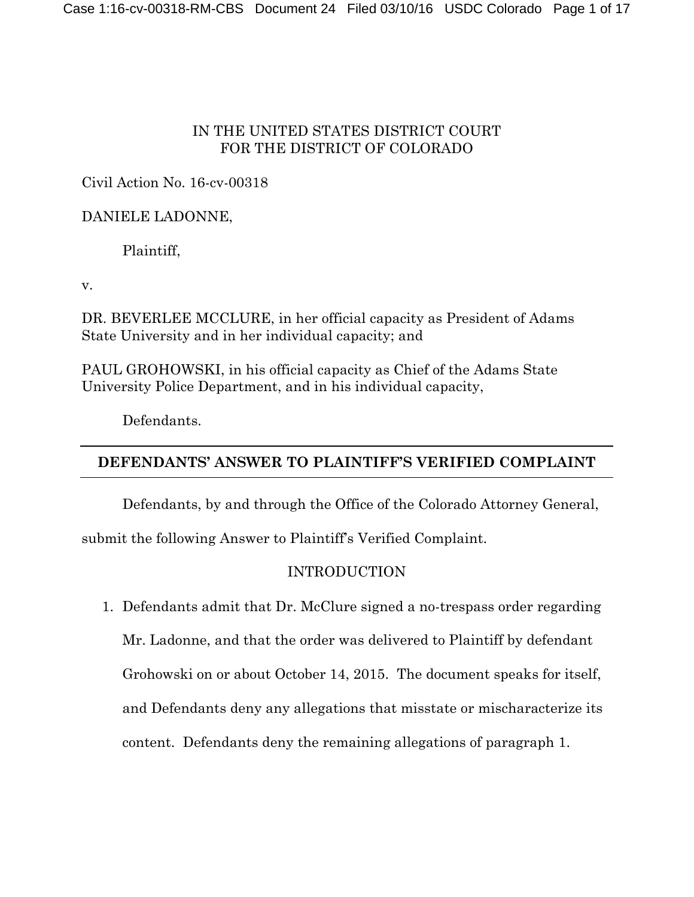IN THE UNITED STATES DISTRICT COURT
FOR THE DISTRICT OF COLORADO

Civil Action No. 16-cv-00318

DANIELE LADONNE,

Plaintiff,

v.

DR. BEVERLEE MCCLURE, in her official capacity as President of Adams State University and in her individual capacity; and

PAUL GROHOWSKI, in his official capacity as Chief of the Adams State University Police Department, and in his individual capacity,

Defendants.

---

**DEFENDANTS' ANSWER TO PLAINTIFF'S VERIFIED COMPLAINT**

---

Defendants, by and through the Office of the Colorado Attorney General, submit the following Answer to Plaintiff's Verified Complaint.

## INTRODUCTION

1. Defendants admit that Dr. McClure signed a no-trespass order regarding Mr. Ladonne, and that the order was delivered to Plaintiff by defendant Grohowski on or about October 14, 2015. The document speaks for itself, and Defendants deny any allegations that misstate or mischaracterize its content. Defendants deny the remaining allegations of paragraph 1.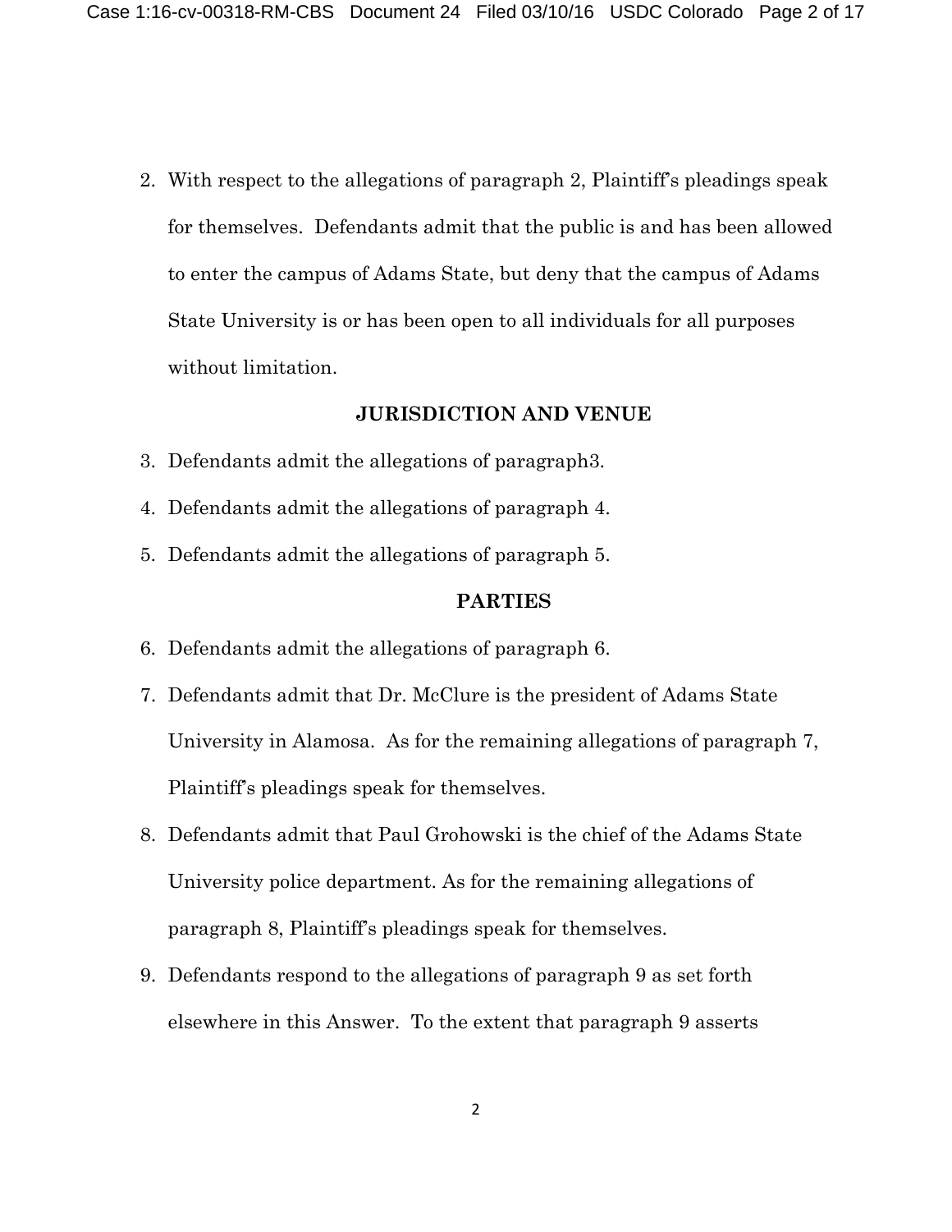2. With respect to the allegations of paragraph 2, Plaintiff's pleadings speak for themselves. Defendants admit that the public is and has been allowed to enter the campus of Adams State, but deny that the campus of Adams State University is or has been open to all individuals for all purposes without limitation.

## JURISDICTION AND VENUE

3. Defendants admit the allegations of paragraph3.
4. Defendants admit the allegations of paragraph 4.
5. Defendants admit the allegations of paragraph 5.

## PARTIES

6. Defendants admit the allegations of paragraph 6.
7. Defendants admit that Dr. McClure is the president of Adams State University in Alamosa. As for the remaining allegations of paragraph 7, Plaintiff's pleadings speak for themselves.
8. Defendants admit that Paul Grohowski is the chief of the Adams State University police department. As for the remaining allegations of paragraph 8, Plaintiff's pleadings speak for themselves.
9. Defendants respond to the allegations of paragraph 9 as set forth elsewhere in this Answer. To the extent that paragraph 9 asserts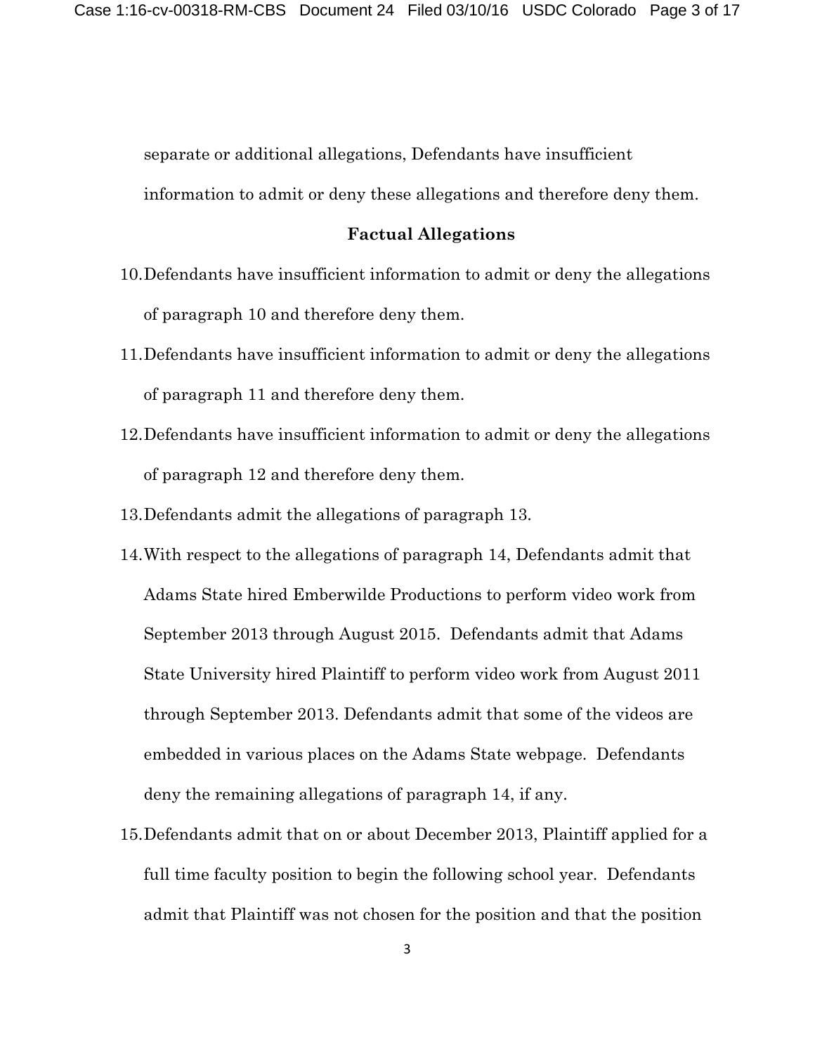separate or additional allegations, Defendants have insufficient information to admit or deny these allegations and therefore deny them.

**Factual Allegations**

10. Defendants have insufficient information to admit or deny the allegations of paragraph 10 and therefore deny them.

11. Defendants have insufficient information to admit or deny the allegations of paragraph 11 and therefore deny them.

12. Defendants have insufficient information to admit or deny the allegations of paragraph 12 and therefore deny them.

13. Defendants admit the allegations of paragraph 13.

14. With respect to the allegations of paragraph 14, Defendants admit that Adams State hired Emberwilde Productions to perform video work from September 2013 through August 2015. Defendants admit that Adams State University hired Plaintiff to perform video work from August 2011 through September 2013. Defendants admit that some of the videos are embedded in various places on the Adams State webpage. Defendants deny the remaining allegations of paragraph 14, if any.

15. Defendants admit that on or about December 2013, Plaintiff applied for a full time faculty position to begin the following school year. Defendants admit that Plaintiff was not chosen for the position and that the position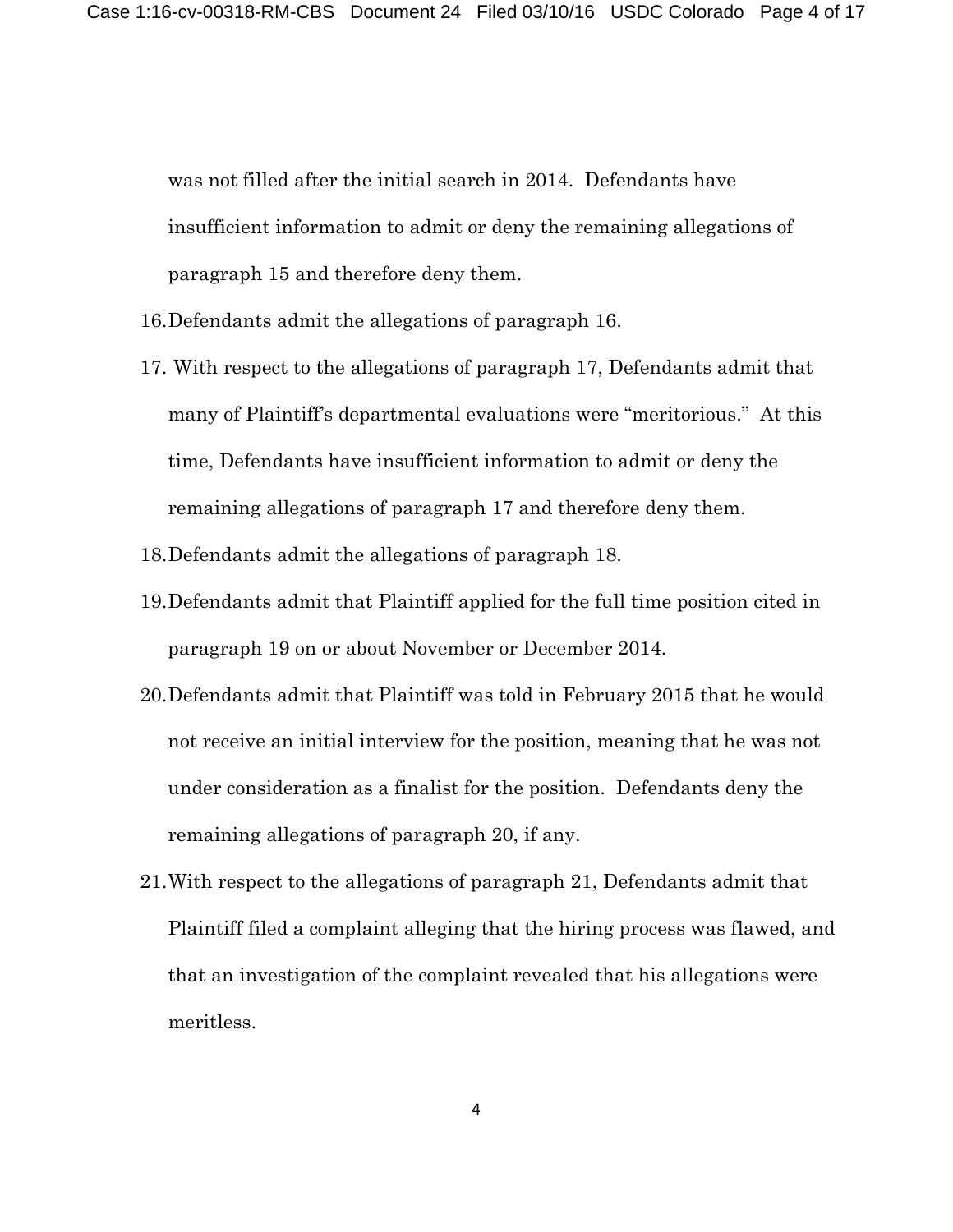was not filled after the initial search in 2014. Defendants have insufficient information to admit or deny the remaining allegations of paragraph 15 and therefore deny them.

16. Defendants admit the allegations of paragraph 16.

17. With respect to the allegations of paragraph 17, Defendants admit that many of Plaintiff's departmental evaluations were "meritorious." At this time, Defendants have insufficient information to admit or deny the remaining allegations of paragraph 17 and therefore deny them.

18. Defendants admit the allegations of paragraph 18.

19. Defendants admit that Plaintiff applied for the full time position cited in paragraph 19 on or about November or December 2014.

20. Defendants admit that Plaintiff was told in February 2015 that he would not receive an initial interview for the position, meaning that he was not under consideration as a finalist for the position. Defendants deny the remaining allegations of paragraph 20, if any.

21. With respect to the allegations of paragraph 21, Defendants admit that Plaintiff filed a complaint alleging that the hiring process was flawed, and that an investigation of the complaint revealed that his allegations were meritless.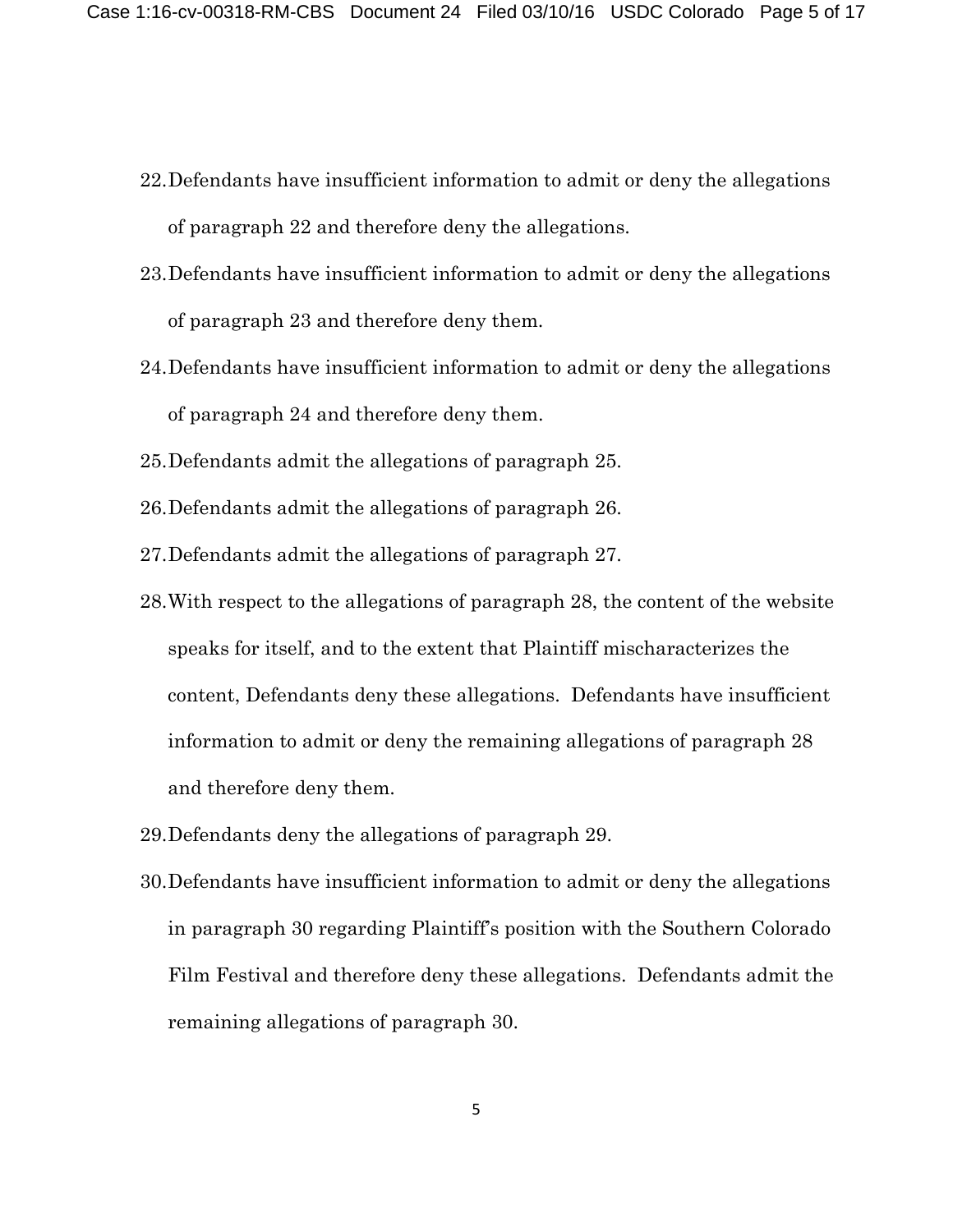22. Defendants have insufficient information to admit or deny the allegations of paragraph 22 and therefore deny the allegations.
23. Defendants have insufficient information to admit or deny the allegations of paragraph 23 and therefore deny them.
24. Defendants have insufficient information to admit or deny the allegations of paragraph 24 and therefore deny them.
25. Defendants admit the allegations of paragraph 25.
26. Defendants admit the allegations of paragraph 26.
27. Defendants admit the allegations of paragraph 27.
28. With respect to the allegations of paragraph 28, the content of the website speaks for itself, and to the extent that Plaintiff mischaracterizes the content, Defendants deny these allegations. Defendants have insufficient information to admit or deny the remaining allegations of paragraph 28 and therefore deny them.
29. Defendants deny the allegations of paragraph 29.
30. Defendants have insufficient information to admit or deny the allegations in paragraph 30 regarding Plaintiff's position with the Southern Colorado Film Festival and therefore deny these allegations. Defendants admit the remaining allegations of paragraph 30.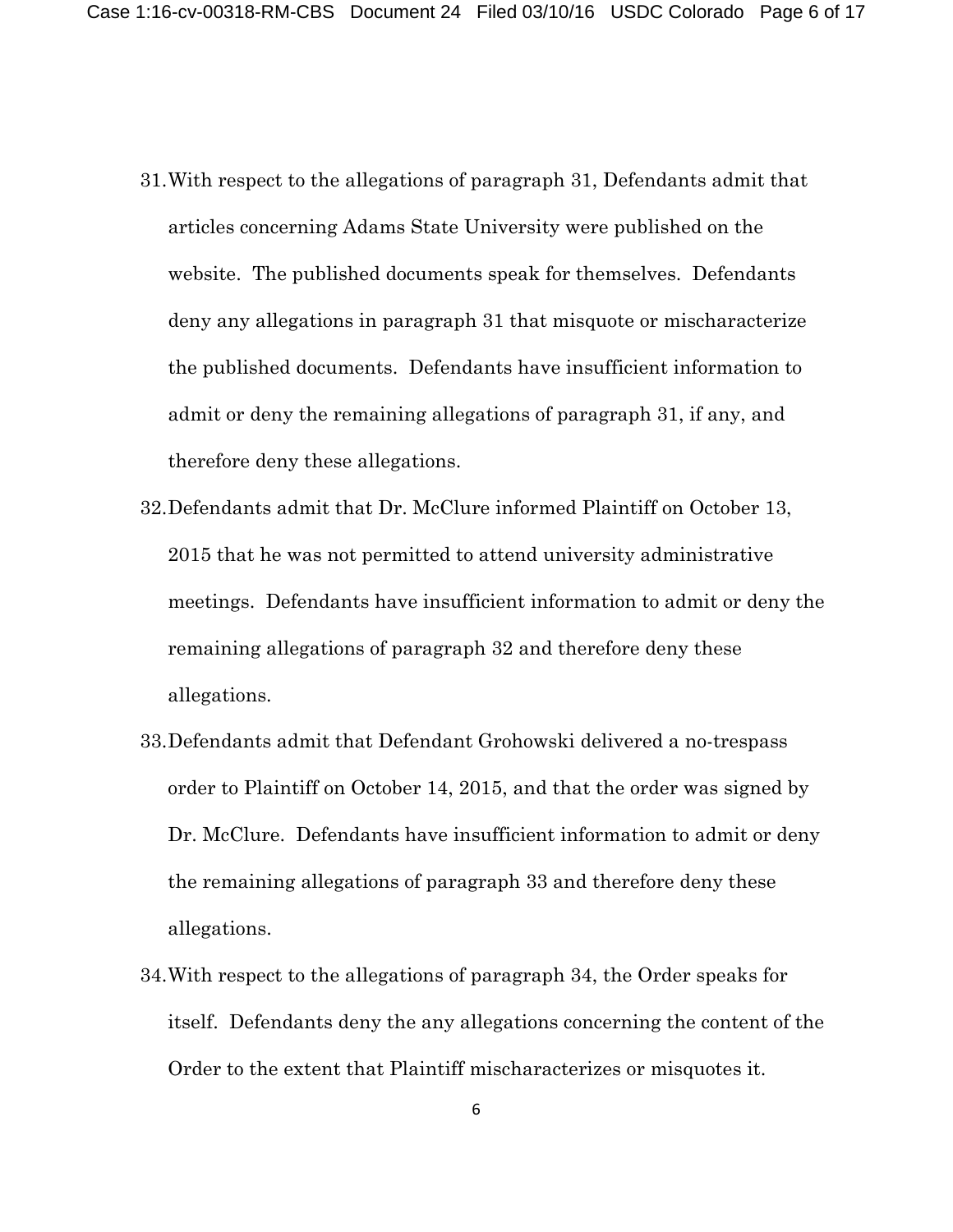31. With respect to the allegations of paragraph 31, Defendants admit that articles concerning Adams State University were published on the website. The published documents speak for themselves. Defendants deny any allegations in paragraph 31 that misquote or mischaracterize the published documents. Defendants have insufficient information to admit or deny the remaining allegations of paragraph 31, if any, and therefore deny these allegations.

32. Defendants admit that Dr. McClure informed Plaintiff on October 13, 2015 that he was not permitted to attend university administrative meetings. Defendants have insufficient information to admit or deny the remaining allegations of paragraph 32 and therefore deny these allegations.

33. Defendants admit that Defendant Grohowski delivered a no-trespass order to Plaintiff on October 14, 2015, and that the order was signed by Dr. McClure. Defendants have insufficient information to admit or deny the remaining allegations of paragraph 33 and therefore deny these allegations.

34. With respect to the allegations of paragraph 34, the Order speaks for itself. Defendants deny the any allegations concerning the content of the Order to the extent that Plaintiff mischaracterizes or misquotes it.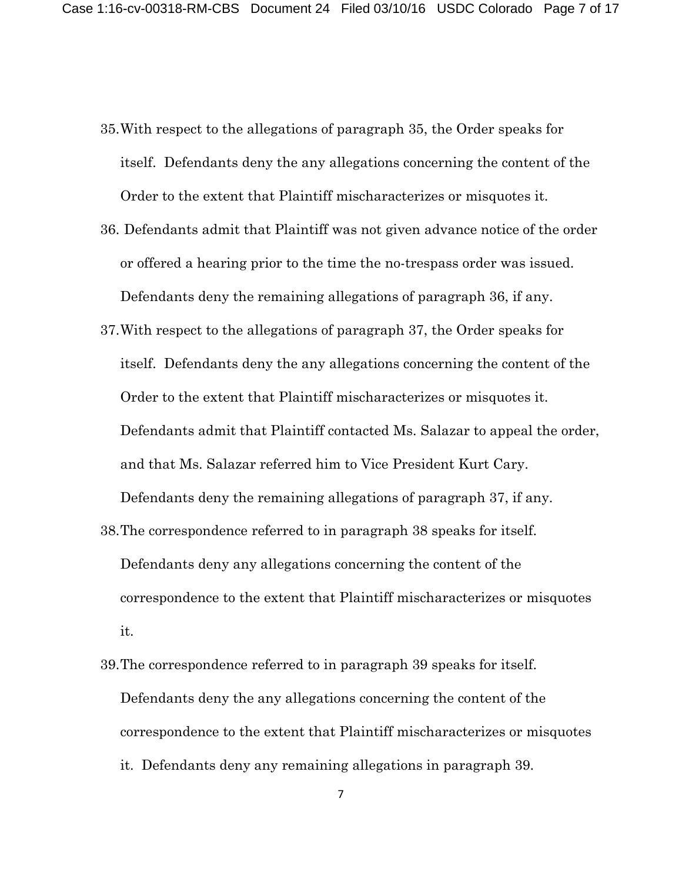35. With respect to the allegations of paragraph 35, the Order speaks for itself. Defendants deny the any allegations concerning the content of the Order to the extent that Plaintiff mischaracterizes or misquotes it.

36. Defendants admit that Plaintiff was not given advance notice of the order or offered a hearing prior to the time the no-trespass order was issued. Defendants deny the remaining allegations of paragraph 36, if any.

37. With respect to the allegations of paragraph 37, the Order speaks for itself. Defendants deny the any allegations concerning the content of the Order to the extent that Plaintiff mischaracterizes or misquotes it. Defendants admit that Plaintiff contacted Ms. Salazar to appeal the order, and that Ms. Salazar referred him to Vice President Kurt Cary. Defendants deny the remaining allegations of paragraph 37, if any.

38. The correspondence referred to in paragraph 38 speaks for itself. Defendants deny any allegations concerning the content of the correspondence to the extent that Plaintiff mischaracterizes or misquotes it.

39. The correspondence referred to in paragraph 39 speaks for itself. Defendants deny the any allegations concerning the content of the correspondence to the extent that Plaintiff mischaracterizes or misquotes it. Defendants deny any remaining allegations in paragraph 39.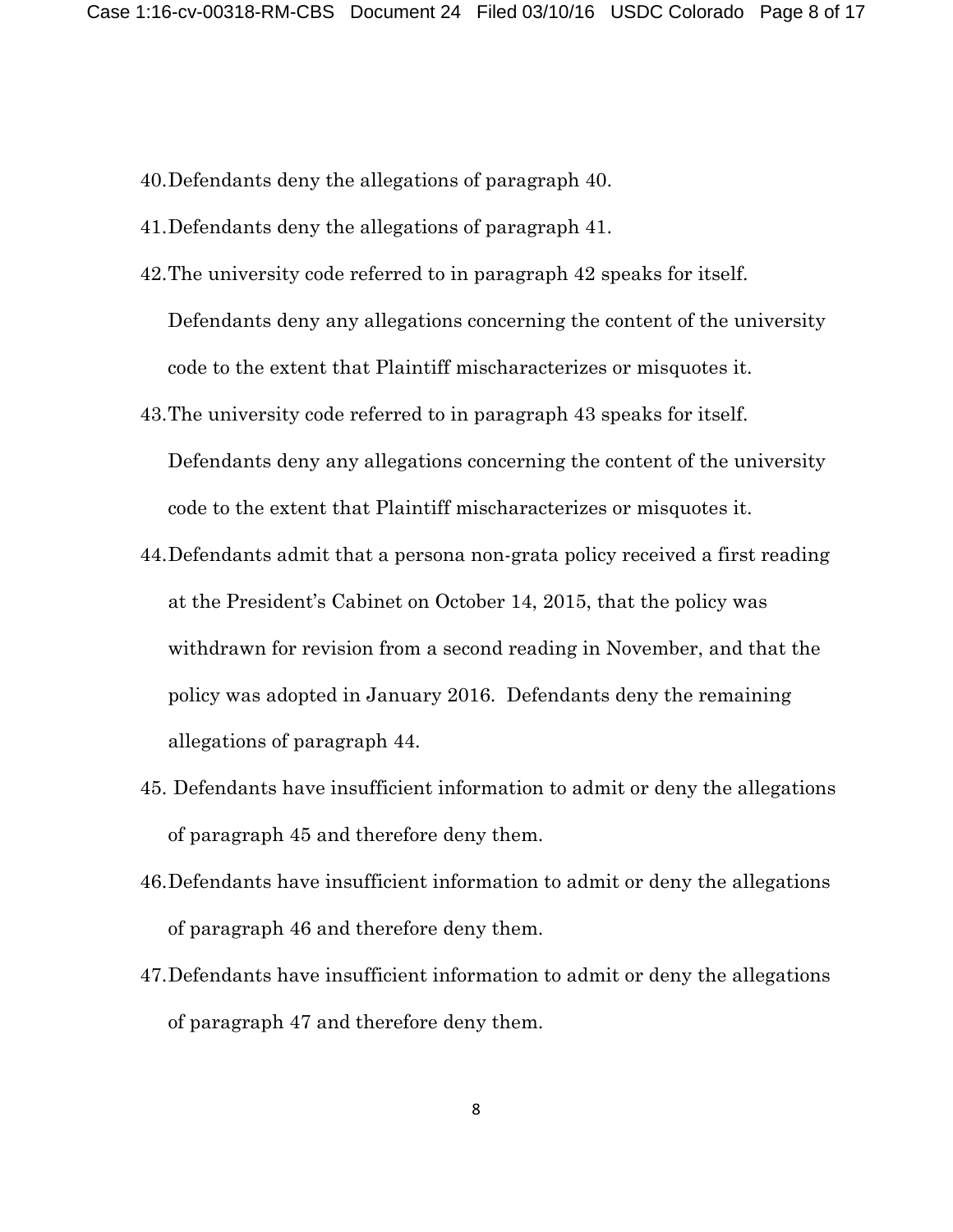40. Defendants deny the allegations of paragraph 40.

41. Defendants deny the allegations of paragraph 41.

42. The university code referred to in paragraph 42 speaks for itself. Defendants deny any allegations concerning the content of the university code to the extent that Plaintiff mischaracterizes or misquotes it.

43. The university code referred to in paragraph 43 speaks for itself. Defendants deny any allegations concerning the content of the university code to the extent that Plaintiff mischaracterizes or misquotes it.

44. Defendants admit that a persona non-grata policy received a first reading at the President's Cabinet on October 14, 2015, that the policy was withdrawn for revision from a second reading in November, and that the policy was adopted in January 2016. Defendants deny the remaining allegations of paragraph 44.

45. Defendants have insufficient information to admit or deny the allegations of paragraph 45 and therefore deny them.

46. Defendants have insufficient information to admit or deny the allegations of paragraph 46 and therefore deny them.

47. Defendants have insufficient information to admit or deny the allegations of paragraph 47 and therefore deny them.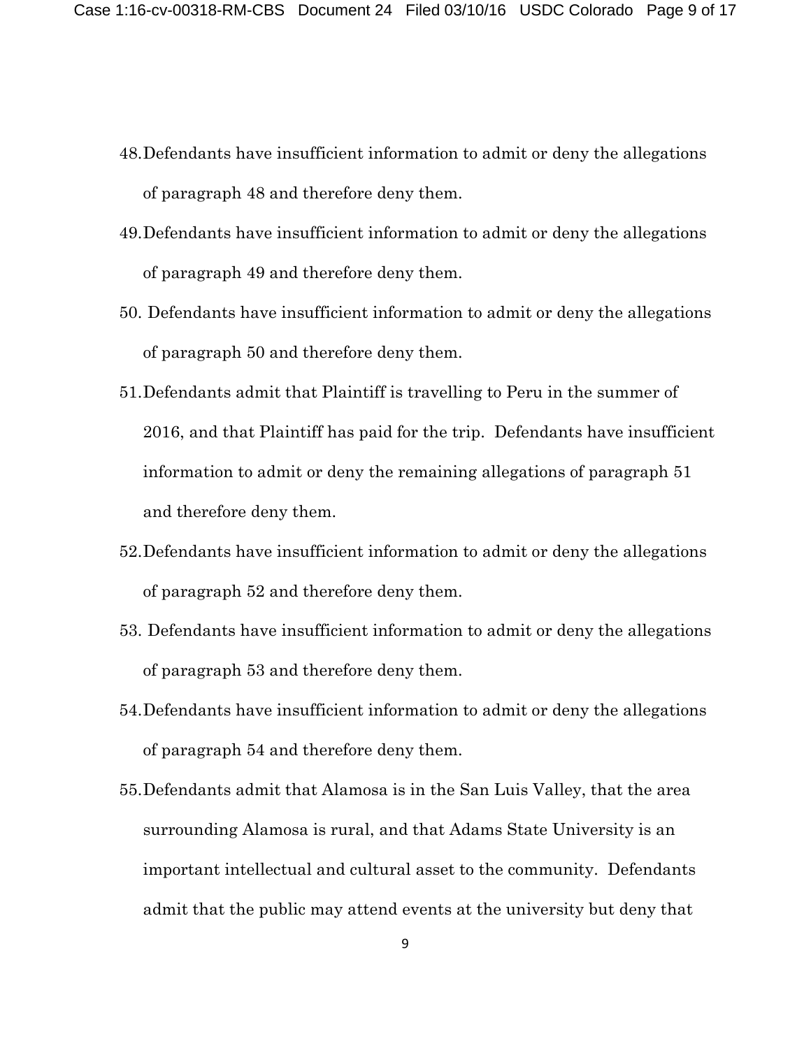48. Defendants have insufficient information to admit or deny the allegations of paragraph 48 and therefore deny them.

49. Defendants have insufficient information to admit or deny the allegations of paragraph 49 and therefore deny them.

50. Defendants have insufficient information to admit or deny the allegations of paragraph 50 and therefore deny them.

51. Defendants admit that Plaintiff is travelling to Peru in the summer of 2016, and that Plaintiff has paid for the trip. Defendants have insufficient information to admit or deny the remaining allegations of paragraph 51 and therefore deny them.

52. Defendants have insufficient information to admit or deny the allegations of paragraph 52 and therefore deny them.

53. Defendants have insufficient information to admit or deny the allegations of paragraph 53 and therefore deny them.

54. Defendants have insufficient information to admit or deny the allegations of paragraph 54 and therefore deny them.

55. Defendants admit that Alamosa is in the San Luis Valley, that the area surrounding Alamosa is rural, and that Adams State University is an important intellectual and cultural asset to the community. Defendants admit that the public may attend events at the university but deny that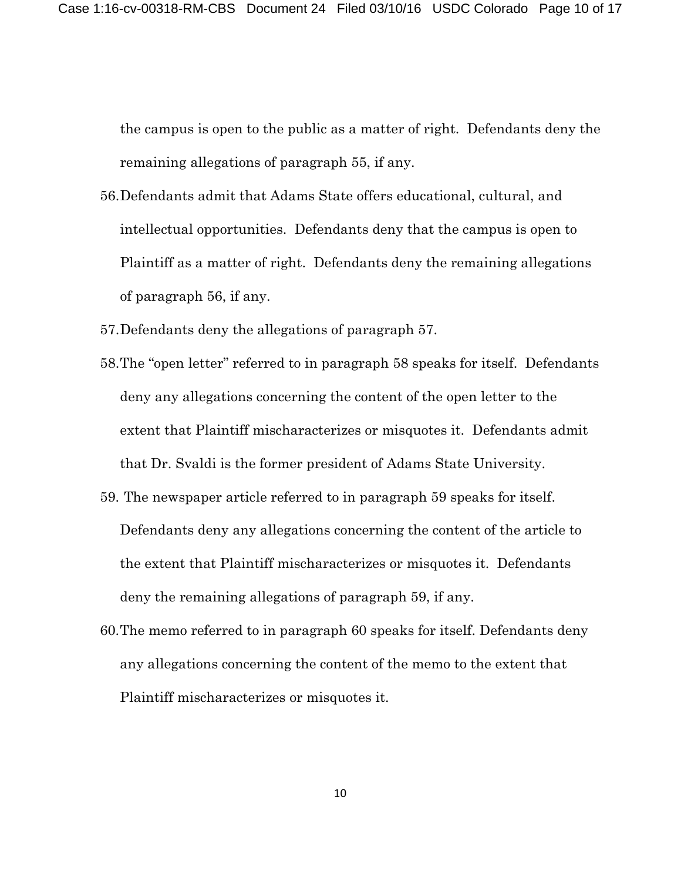the campus is open to the public as a matter of right. Defendants deny the remaining allegations of paragraph 55, if any.

56. Defendants admit that Adams State offers educational, cultural, and intellectual opportunities. Defendants deny that the campus is open to Plaintiff as a matter of right. Defendants deny the remaining allegations of paragraph 56, if any.

57. Defendants deny the allegations of paragraph 57.

58. The "open letter" referred to in paragraph 58 speaks for itself. Defendants deny any allegations concerning the content of the open letter to the extent that Plaintiff mischaracterizes or misquotes it. Defendants admit that Dr. Svaldi is the former president of Adams State University.

59. The newspaper article referred to in paragraph 59 speaks for itself. Defendants deny any allegations concerning the content of the article to the extent that Plaintiff mischaracterizes or misquotes it. Defendants deny the remaining allegations of paragraph 59, if any.

60. The memo referred to in paragraph 60 speaks for itself. Defendants deny any allegations concerning the content of the memo to the extent that Plaintiff mischaracterizes or misquotes it.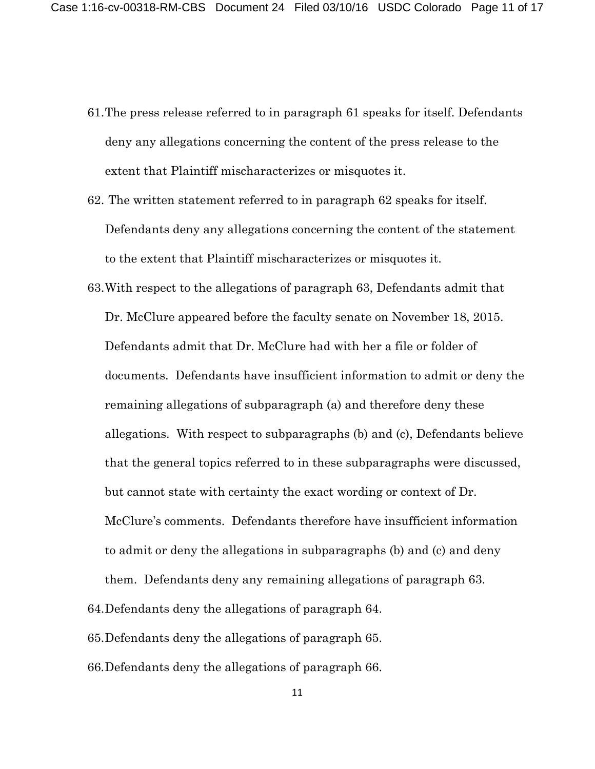61. The press release referred to in paragraph 61 speaks for itself. Defendants deny any allegations concerning the content of the press release to the extent that Plaintiff mischaracterizes or misquotes it.

62. The written statement referred to in paragraph 62 speaks for itself. Defendants deny any allegations concerning the content of the statement to the extent that Plaintiff mischaracterizes or misquotes it.

63. With respect to the allegations of paragraph 63, Defendants admit that Dr. McClure appeared before the faculty senate on November 18, 2015. Defendants admit that Dr. McClure had with her a file or folder of documents. Defendants have insufficient information to admit or deny the remaining allegations of subparagraph (a) and therefore deny these allegations. With respect to subparagraphs (b) and (c), Defendants believe that the general topics referred to in these subparagraphs were discussed, but cannot state with certainty the exact wording or context of Dr. McClure's comments. Defendants therefore have insufficient information to admit or deny the allegations in subparagraphs (b) and (c) and deny them. Defendants deny any remaining allegations of paragraph 63.

64. Defendants deny the allegations of paragraph 64.

65. Defendants deny the allegations of paragraph 65.

66. Defendants deny the allegations of paragraph 66.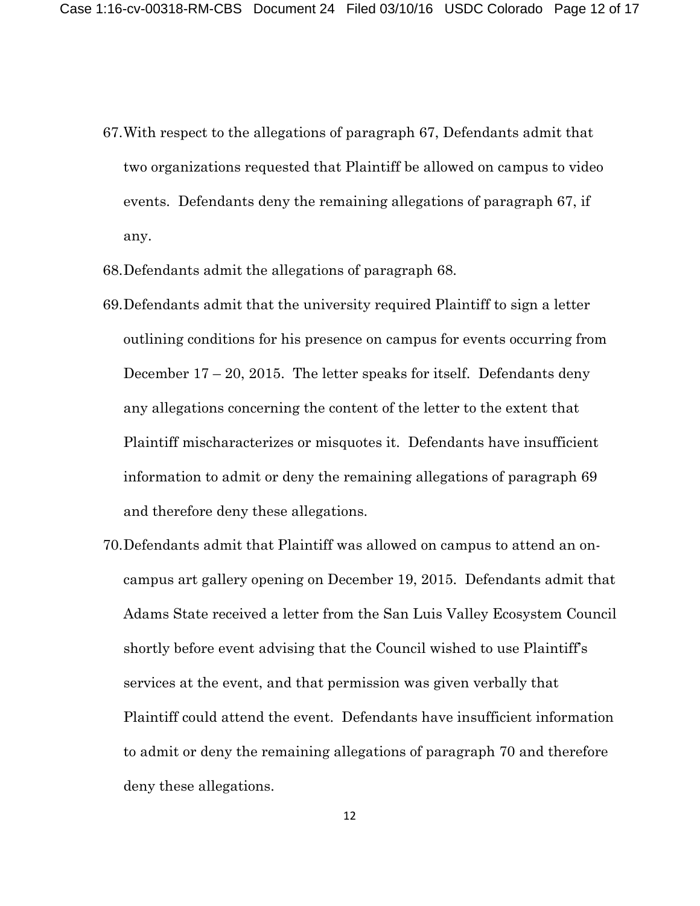67. With respect to the allegations of paragraph 67, Defendants admit that two organizations requested that Plaintiff be allowed on campus to video events. Defendants deny the remaining allegations of paragraph 67, if any.

68. Defendants admit the allegations of paragraph 68.

69. Defendants admit that the university required Plaintiff to sign a letter outlining conditions for his presence on campus for events occurring from December 17 – 20, 2015. The letter speaks for itself. Defendants deny any allegations concerning the content of the letter to the extent that Plaintiff mischaracterizes or misquotes it. Defendants have insufficient information to admit or deny the remaining allegations of paragraph 69 and therefore deny these allegations.

70. Defendants admit that Plaintiff was allowed on campus to attend an on-campus art gallery opening on December 19, 2015. Defendants admit that Adams State received a letter from the San Luis Valley Ecosystem Council shortly before event advising that the Council wished to use Plaintiff's services at the event, and that permission was given verbally that Plaintiff could attend the event. Defendants have insufficient information to admit or deny the remaining allegations of paragraph 70 and therefore deny these allegations.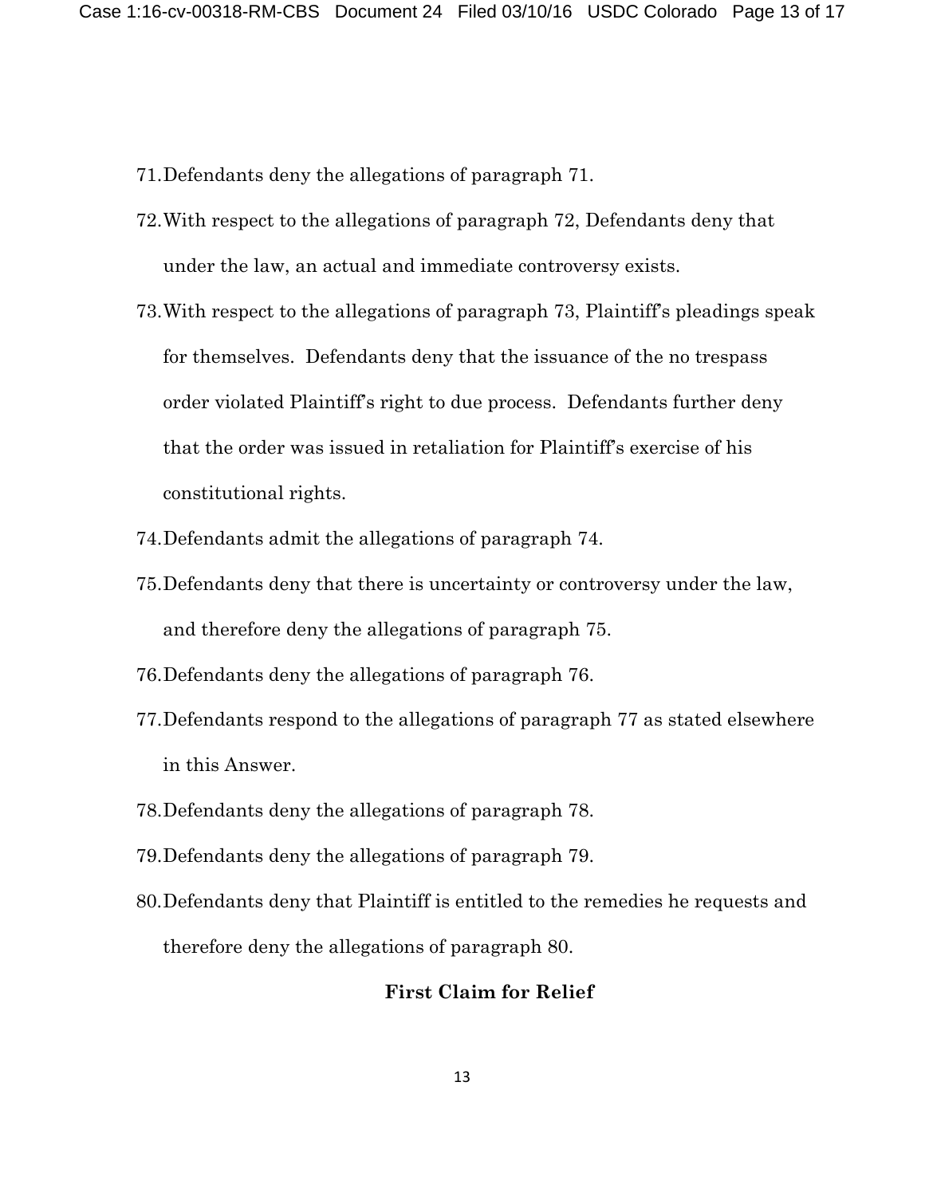71. Defendants deny the allegations of paragraph 71.

72. With respect to the allegations of paragraph 72, Defendants deny that under the law, an actual and immediate controversy exists.

73. With respect to the allegations of paragraph 73, Plaintiff's pleadings speak for themselves. Defendants deny that the issuance of the no trespass order violated Plaintiff's right to due process. Defendants further deny that the order was issued in retaliation for Plaintiff's exercise of his constitutional rights.

74. Defendants admit the allegations of paragraph 74.

75. Defendants deny that there is uncertainty or controversy under the law, and therefore deny the allegations of paragraph 75.

76. Defendants deny the allegations of paragraph 76.

77. Defendants respond to the allegations of paragraph 77 as stated elsewhere in this Answer.

78. Defendants deny the allegations of paragraph 78.

79. Defendants deny the allegations of paragraph 79.

80. Defendants deny that Plaintiff is entitled to the remedies he requests and therefore deny the allegations of paragraph 80.

**First Claim for Relief**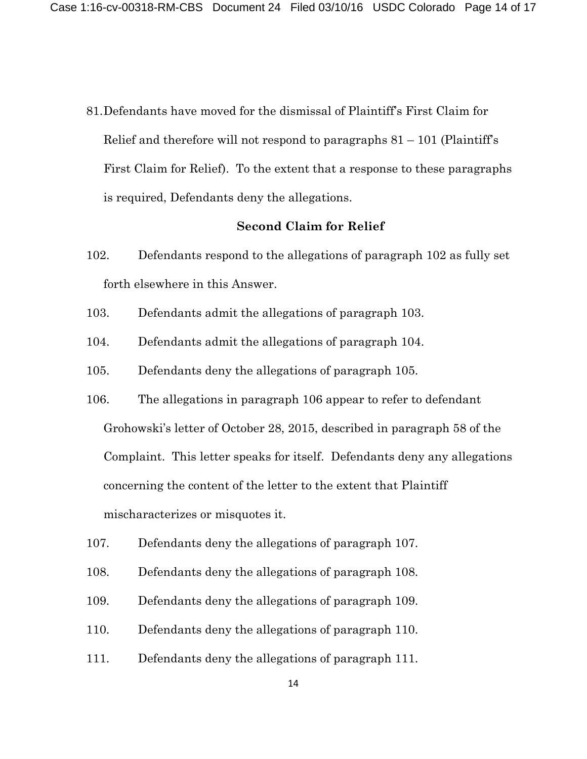81. Defendants have moved for the dismissal of Plaintiff's First Claim for Relief and therefore will not respond to paragraphs 81 – 101 (Plaintiff's First Claim for Relief). To the extent that a response to these paragraphs is required, Defendants deny the allegations.

**Second Claim for Relief**

102. Defendants respond to the allegations of paragraph 102 as fully set forth elsewhere in this Answer.

103. Defendants admit the allegations of paragraph 103.

104. Defendants admit the allegations of paragraph 104.

105. Defendants deny the allegations of paragraph 105.

106. The allegations in paragraph 106 appear to refer to defendant Grohowski's letter of October 28, 2015, described in paragraph 58 of the Complaint. This letter speaks for itself. Defendants deny any allegations concerning the content of the letter to the extent that Plaintiff mischaracterizes or misquotes it.

107. Defendants deny the allegations of paragraph 107.

108. Defendants deny the allegations of paragraph 108.

109. Defendants deny the allegations of paragraph 109.

110. Defendants deny the allegations of paragraph 110.

111. Defendants deny the allegations of paragraph 111.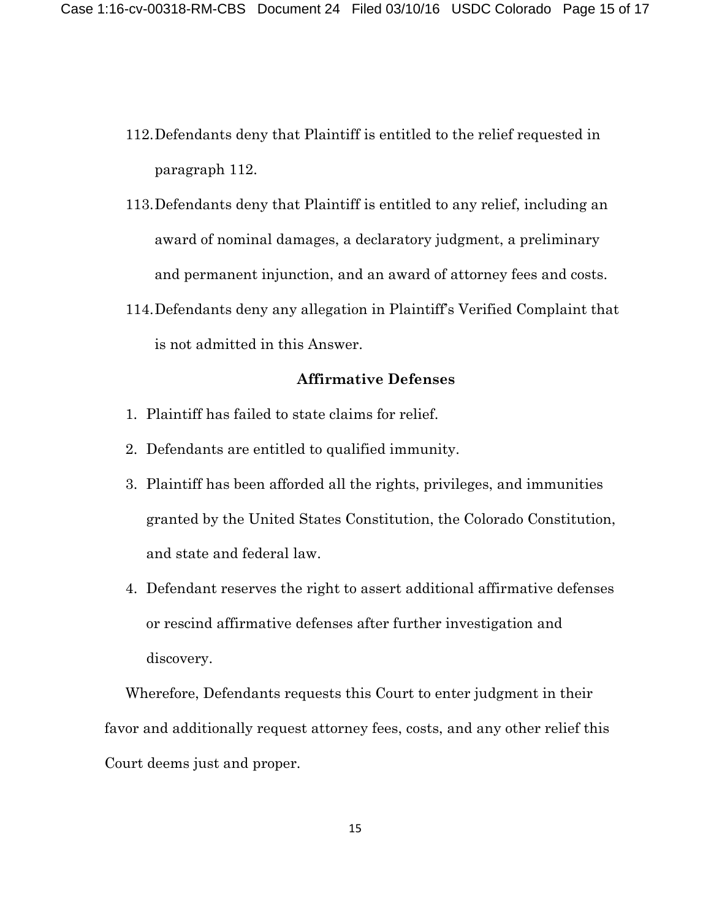112. Defendants deny that Plaintiff is entitled to the relief requested in paragraph 112.

113. Defendants deny that Plaintiff is entitled to any relief, including an award of nominal damages, a declaratory judgment, a preliminary and permanent injunction, and an award of attorney fees and costs.

114. Defendants deny any allegation in Plaintiff's Verified Complaint that is not admitted in this Answer.

**Affirmative Defenses**

1. Plaintiff has failed to state claims for relief.
2. Defendants are entitled to qualified immunity.
3. Plaintiff has been afforded all the rights, privileges, and immunities granted by the United States Constitution, the Colorado Constitution, and state and federal law.
4. Defendant reserves the right to assert additional affirmative defenses or rescind affirmative defenses after further investigation and discovery.

Wherefore, Defendants requests this Court to enter judgment in their favor and additionally request attorney fees, costs, and any other relief this Court deems just and proper.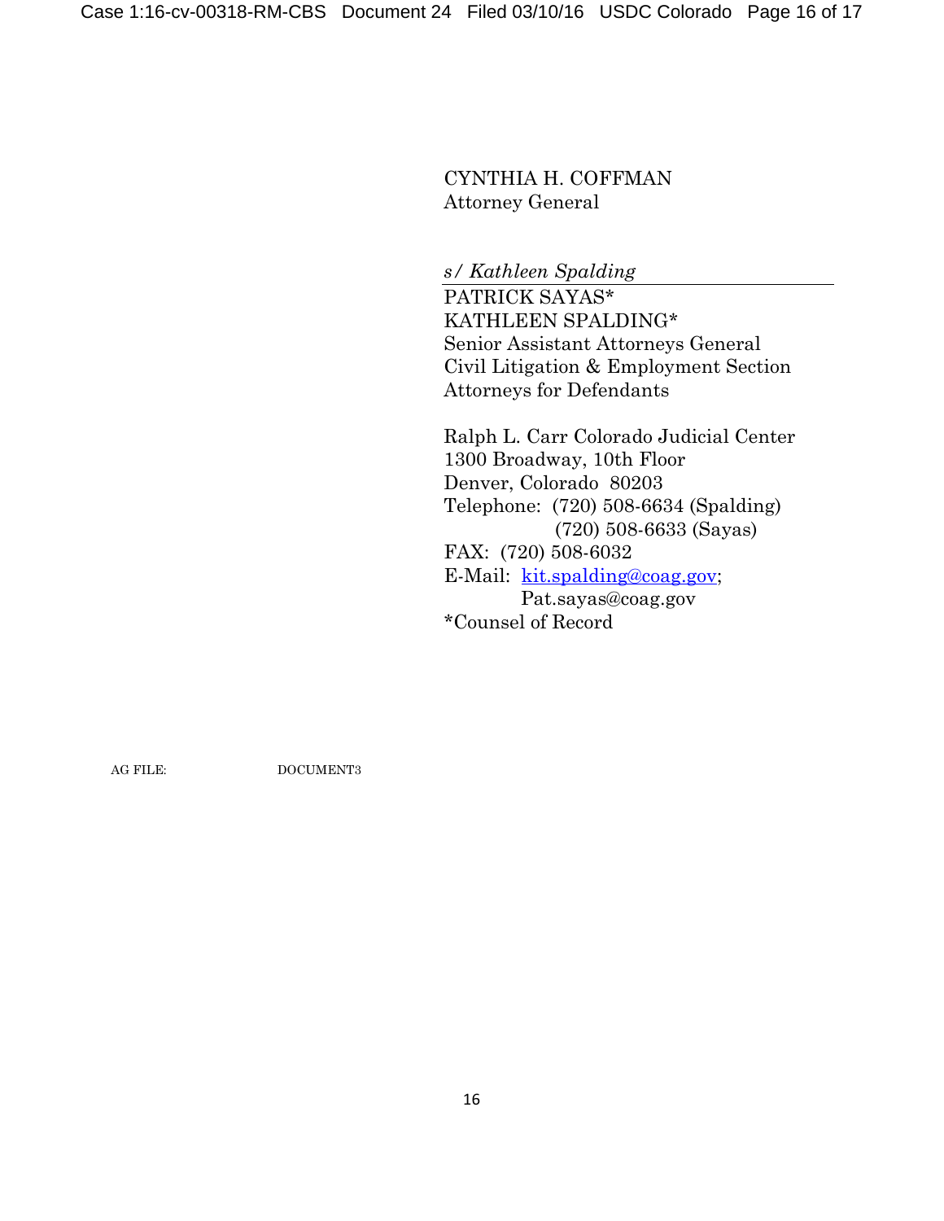CYNTHIA H. COFFMAN
Attorney General

*s/ Kathleen Spalding*

PATRICK SAYAS*
KATHLEEN SPALDING*
Senior Assistant Attorneys General
Civil Litigation & Employment Section
Attorneys for Defendants

Ralph L. Carr Colorado Judicial Center
1300 Broadway, 10th Floor
Denver, Colorado 80203
Telephone: (720) 508-6634 (Spalding)
(720) 508-6633 (Sayas)
FAX: (720) 508-6032
E-Mail: kit.spalding@coag.gov;
Pat.sayas@coag.gov
*Counsel of Record

AG FILE: DOCUMENT3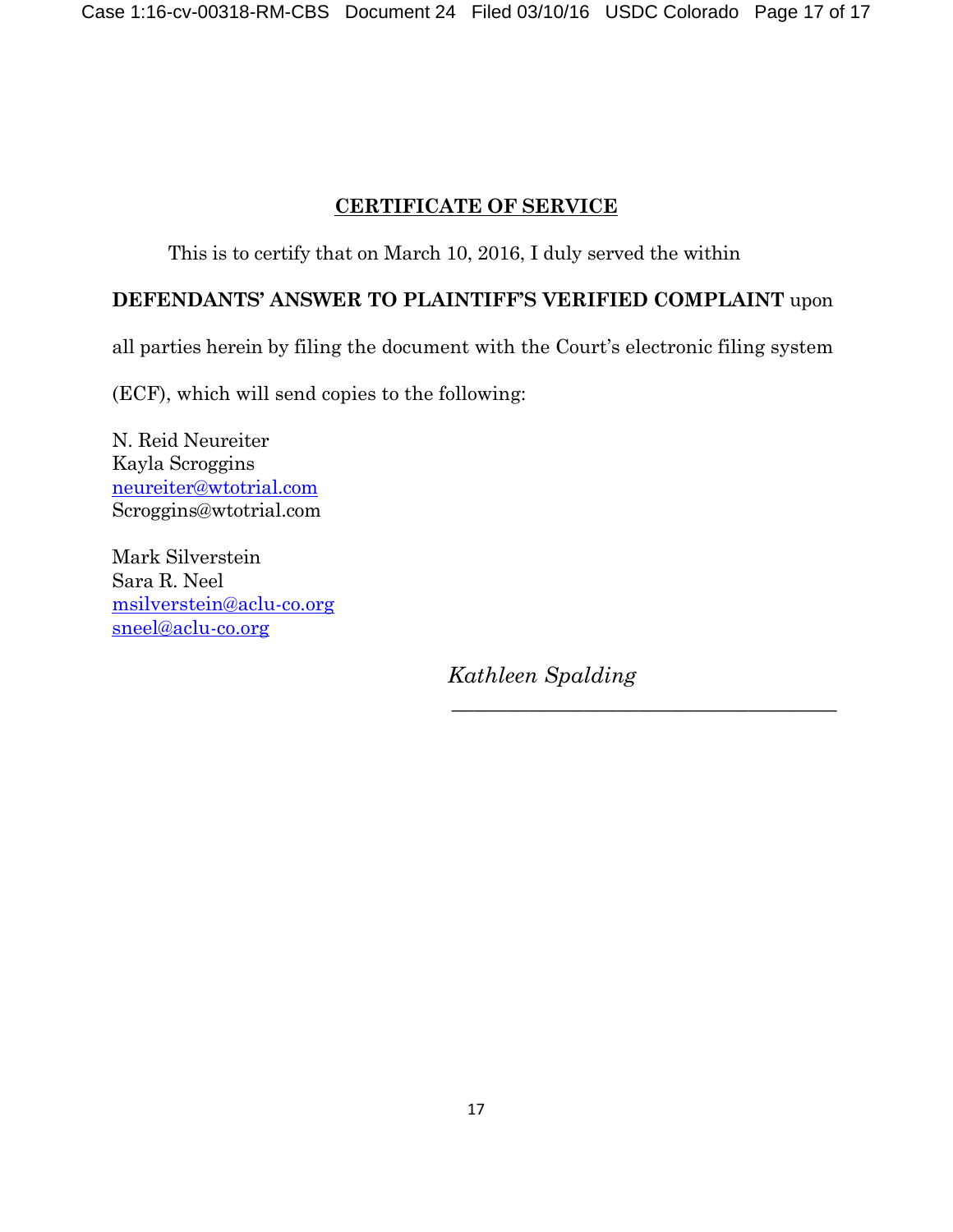## CERTIFICATE OF SERVICE

This is to certify that on March 10, 2016, I duly served the within **DEFENDANTS' ANSWER TO PLAINTIFF'S VERIFIED COMPLAINT** upon all parties herein by filing the document with the Court's electronic filing system (ECF), which will send copies to the following:

N. Reid Neureiter
Kayla Scroggins
neureiter@wtotrial.com
Scroggins@wtotrial.com

Mark Silverstein
Sara R. Neel
msilverstein@aclu-co.org
sneel@aclu-co.org

*Kathleen Spalding*
\_\_\_\_\_\_\_\_\_\_\_\_\_\_\_\_\_\_\_\_\_\_\_\_\_\_\_\_\_\_\_\_\_\_\_\_\_\_